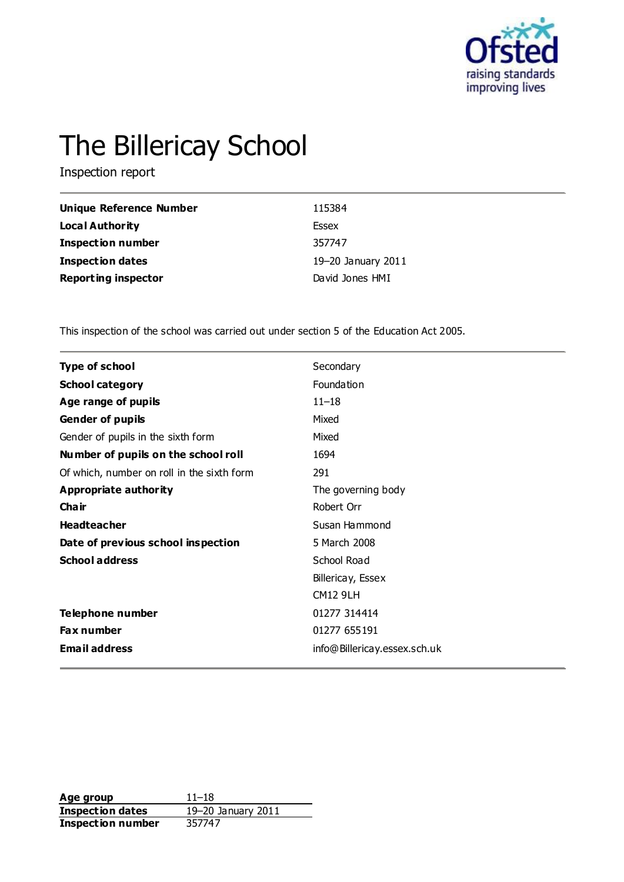# The Billericay School

Inspection report

| | |
|---|---|
| **Unique Reference Number** | 115384 |
| **Local Authority** | Essex |
| **Inspection number** | 357747 |
| **Inspection dates** | 19–20 January 2011 |
| **Reporting inspector** | David Jones HMI |

This inspection of the school was carried out under section 5 of the Education Act 2005.

| | |
|---|---|
| **Type of school** | Secondary |
| **School category** | Foundation |
| **Age range of pupils** | 11–18 |
| **Gender of pupils** | Mixed |
| Gender of pupils in the sixth form | Mixed |
| **Number of pupils on the school roll** | 1694 |
| Of which, number on roll in the sixth form | 291 |
| **Appropriate authority** | The governing body |
| **Chair** | Robert Orr |
| **Headteacher** | Susan Hammond |
| **Date of previous school inspection** | 5 March 2008 |
| **School address** | School Road<br>Billericay, Essex<br>CM12 9LH |
| **Telephone number** | 01277 314414 |
| **Fax number** | 01277 655191 |
| **Email address** | info@Billericay.essex.sch.uk |

| | |
|---|---|
| **Age group** | 11–18 |
| **Inspection dates** | 19–20 January 2011 |
| **Inspection number** | 357747 |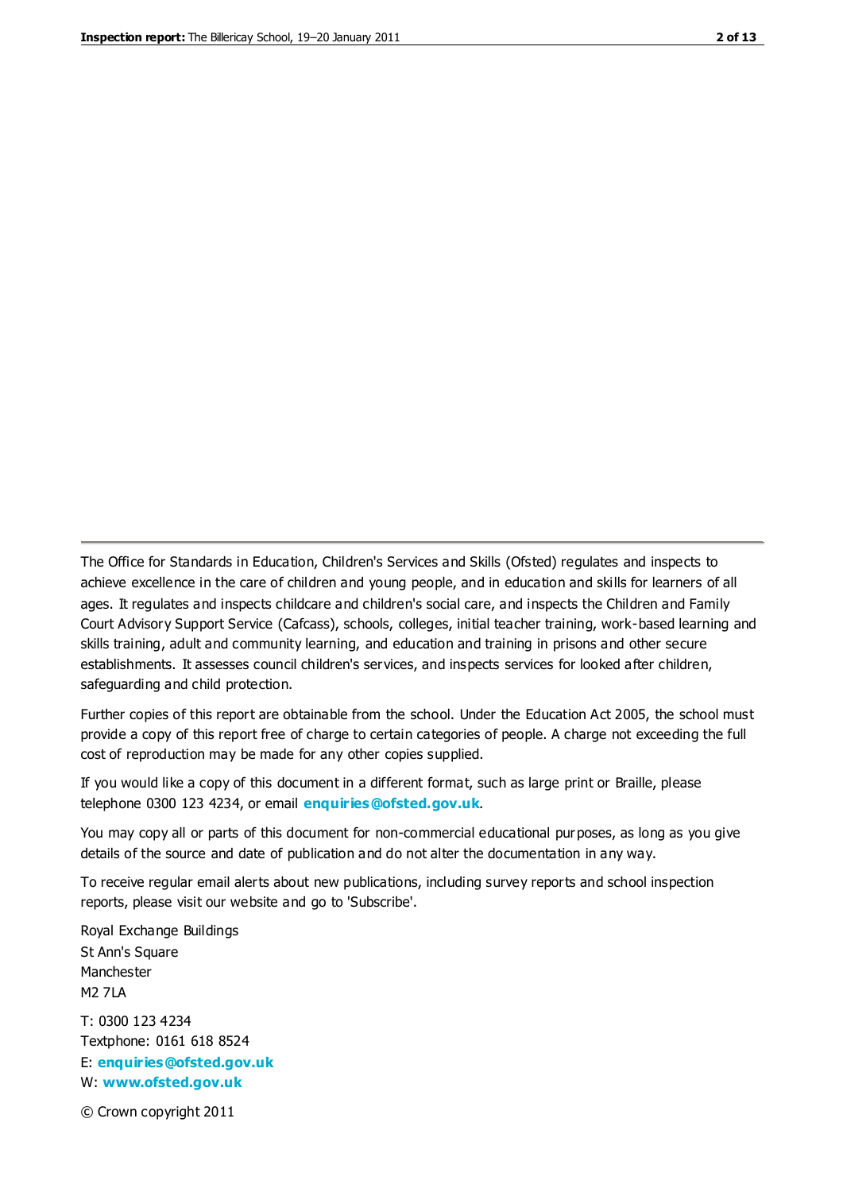The Office for Standards in Education, Children's Services and Skills (Ofsted) regulates and inspects to achieve excellence in the care of children and young people, and in education and skills for learners of all ages. It regulates and inspects childcare and children's social care, and inspects the Children and Family Court Advisory Support Service (Cafcass), schools, colleges, initial teacher training, work-based learning and skills training, adult and community learning, and education and training in prisons and other secure establishments. It assesses council children's services, and inspects services for looked after children, safeguarding and child protection.

Further copies of this report are obtainable from the school. Under the Education Act 2005, the school must provide a copy of this report free of charge to certain categories of people. A charge not exceeding the full cost of reproduction may be made for any other copies supplied.

If you would like a copy of this document in a different format, such as large print or Braille, please telephone 0300 123 4234, or email **enquiries@ofsted.gov.uk**.

You may copy all or parts of this document for non-commercial educational purposes, as long as you give details of the source and date of publication and do not alter the documentation in any way.

To receive regular email alerts about new publications, including survey reports and school inspection reports, please visit our website and go to 'Subscribe'.

Royal Exchange Buildings
St Ann's Square
Manchester
M2 7LA

T: 0300 123 4234
Textphone: 0161 618 8524
E: **enquiries@ofsted.gov.uk**
W: **www.ofsted.gov.uk**

© Crown copyright 2011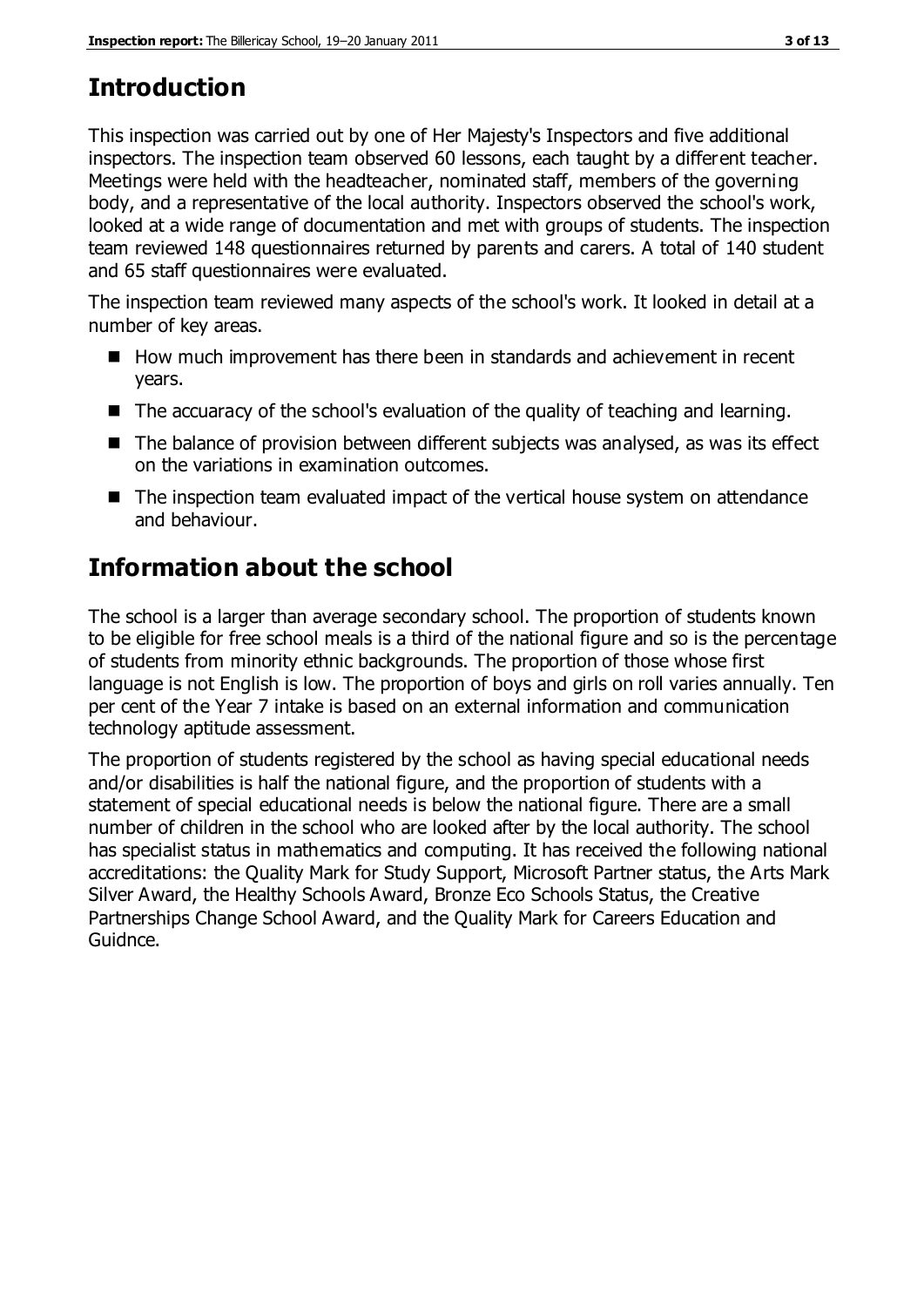## Introduction

This inspection was carried out by one of Her Majesty's Inspectors and five additional inspectors. The inspection team observed 60 lessons, each taught by a different teacher. Meetings were held with the headteacher, nominated staff, members of the governing body, and a representative of the local authority. Inspectors observed the school's work, looked at a wide range of documentation and met with groups of students. The inspection team reviewed 148 questionnaires returned by parents and carers. A total of 140 student and 65 staff questionnaires were evaluated.

The inspection team reviewed many aspects of the school's work. It looked in detail at a number of key areas.

- How much improvement has there been in standards and achievement in recent years.
- The accuaracy of the school's evaluation of the quality of teaching and learning.
- The balance of provision between different subjects was analysed, as was its effect on the variations in examination outcomes.
- The inspection team evaluated impact of the vertical house system on attendance and behaviour.

## Information about the school

The school is a larger than average secondary school. The proportion of students known to be eligible for free school meals is a third of the national figure and so is the percentage of students from minority ethnic backgrounds. The proportion of those whose first language is not English is low. The proportion of boys and girls on roll varies annually. Ten per cent of the Year 7 intake is based on an external information and communication technology aptitude assessment.

The proportion of students registered by the school as having special educational needs and/or disabilities is half the national figure, and the proportion of students with a statement of special educational needs is below the national figure. There are a small number of children in the school who are looked after by the local authority. The school has specialist status in mathematics and computing. It has received the following national accreditations: the Quality Mark for Study Support, Microsoft Partner status, the Arts Mark Silver Award, the Healthy Schools Award, Bronze Eco Schools Status, the Creative Partnerships Change School Award, and the Quality Mark for Careers Education and Guidnce.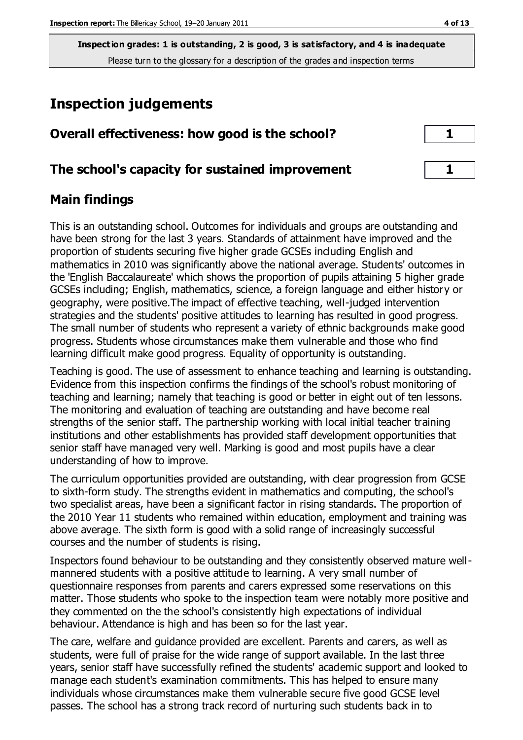**Inspection grades: 1 is outstanding, 2 is good, 3 is satisfactory, and 4 is inadequate**
Please turn to the glossary for a description of the grades and inspection terms

## Inspection judgements

| | |
|---|---|
| **Overall effectiveness: how good is the school?** | **1** |
| **The school's capacity for sustained improvement** | **1** |

## Main findings

This is an outstanding school. Outcomes for individuals and groups are outstanding and have been strong for the last 3 years. Standards of attainment have improved and the proportion of students securing five higher grade GCSEs including English and mathematics in 2010 was significantly above the national average. Students' outcomes in the 'English Baccalaureate' which shows the proportion of pupils attaining 5 higher grade GCSEs including; English, mathematics, science, a foreign language and either history or geography, were positive.The impact of effective teaching, well-judged intervention strategies and the students' positive attitudes to learning has resulted in good progress. The small number of students who represent a variety of ethnic backgrounds make good progress. Students whose circumstances make them vulnerable and those who find learning difficult make good progress. Equality of opportunity is outstanding.

Teaching is good. The use of assessment to enhance teaching and learning is outstanding. Evidence from this inspection confirms the findings of the school's robust monitoring of teaching and learning; namely that teaching is good or better in eight out of ten lessons. The monitoring and evaluation of teaching are outstanding and have become real strengths of the senior staff. The partnership working with local initial teacher training institutions and other establishments has provided staff development opportunities that senior staff have managed very well. Marking is good and most pupils have a clear understanding of how to improve.

The curriculum opportunities provided are outstanding, with clear progression from GCSE to sixth-form study. The strengths evident in mathematics and computing, the school's two specialist areas, have been a significant factor in rising standards. The proportion of the 2010 Year 11 students who remained within education, employment and training was above average. The sixth form is good with a solid range of increasingly successful courses and the number of students is rising.

Inspectors found behaviour to be outstanding and they consistently observed mature well-mannered students with a positive attitude to learning. A very small number of questionnaire responses from parents and carers expressed some reservations on this matter. Those students who spoke to the inspection team were notably more positive and they commented on the the school's consistently high expectations of individual behaviour. Attendance is high and has been so for the last year.

The care, welfare and guidance provided are excellent. Parents and carers, as well as students, were full of praise for the wide range of support available. In the last three years, senior staff have successfully refined the students' academic support and looked to manage each student's examination commitments. This has helped to ensure many individuals whose circumstances make them vulnerable secure five good GCSE level passes. The school has a strong track record of nurturing such students back in to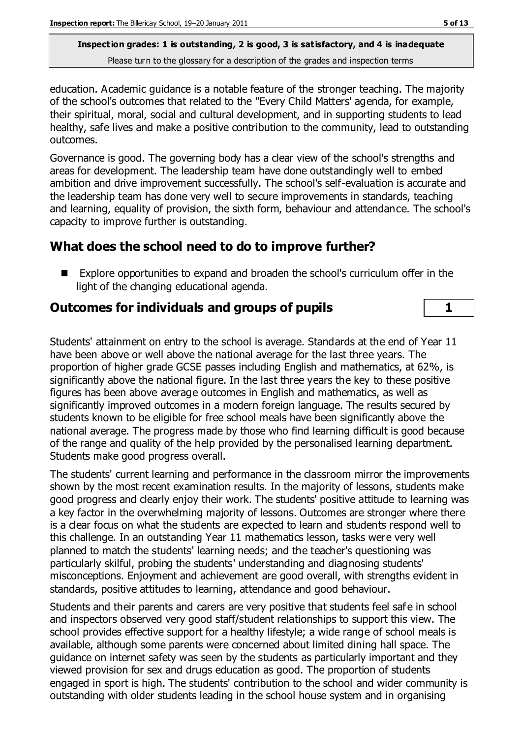education. Academic guidance is a notable feature of the stronger teaching. The majority of the school's outcomes that related to the "Every Child Matters' agenda, for example, their spiritual, moral, social and cultural development, and in supporting students to lead healthy, safe lives and make a positive contribution to the community, lead to outstanding outcomes.

Governance is good. The governing body has a clear view of the school's strengths and areas for development. The leadership team have done outstandingly well to embed ambition and drive improvement successfully. The school's self-evaluation is accurate and the leadership team has done very well to secure improvements in standards, teaching and learning, equality of provision, the sixth form, behaviour and attendance. The school's capacity to improve further is outstanding.

## What does the school need to do to improve further?

- Explore opportunities to expand and broaden the school's curriculum offer in the light of the changing educational agenda.

## Outcomes for individuals and groups of pupils — 1

Students' attainment on entry to the school is average. Standards at the end of Year 11 have been above or well above the national average for the last three years. The proportion of higher grade GCSE passes including English and mathematics, at 62%, is significantly above the national figure. In the last three years the key to these positive figures has been above average outcomes in English and mathematics, as well as significantly improved outcomes in a modern foreign language. The results secured by students known to be eligible for free school meals have been significantly above the national average. The progress made by those who find learning difficult is good because of the range and quality of the help provided by the personalised learning department. Students make good progress overall.

The students' current learning and performance in the classroom mirror the improvements shown by the most recent examination results. In the majority of lessons, students make good progress and clearly enjoy their work. The students' positive attitude to learning was a key factor in the overwhelming majority of lessons. Outcomes are stronger where there is a clear focus on what the students are expected to learn and students respond well to this challenge. In an outstanding Year 11 mathematics lesson, tasks were very well planned to match the students' learning needs; and the teacher's questioning was particularly skilful, probing the students' understanding and diagnosing students' misconceptions. Enjoyment and achievement are good overall, with strengths evident in standards, positive attitudes to learning, attendance and good behaviour.

Students and their parents and carers are very positive that students feel safe in school and inspectors observed very good staff/student relationships to support this view. The school provides effective support for a healthy lifestyle; a wide range of school meals is available, although some parents were concerned about limited dining hall space. The guidance on internet safety was seen by the students as particularly important and they viewed provision for sex and drugs education as good. The proportion of students engaged in sport is high. The students' contribution to the school and wider community is outstanding with older students leading in the school house system and in organising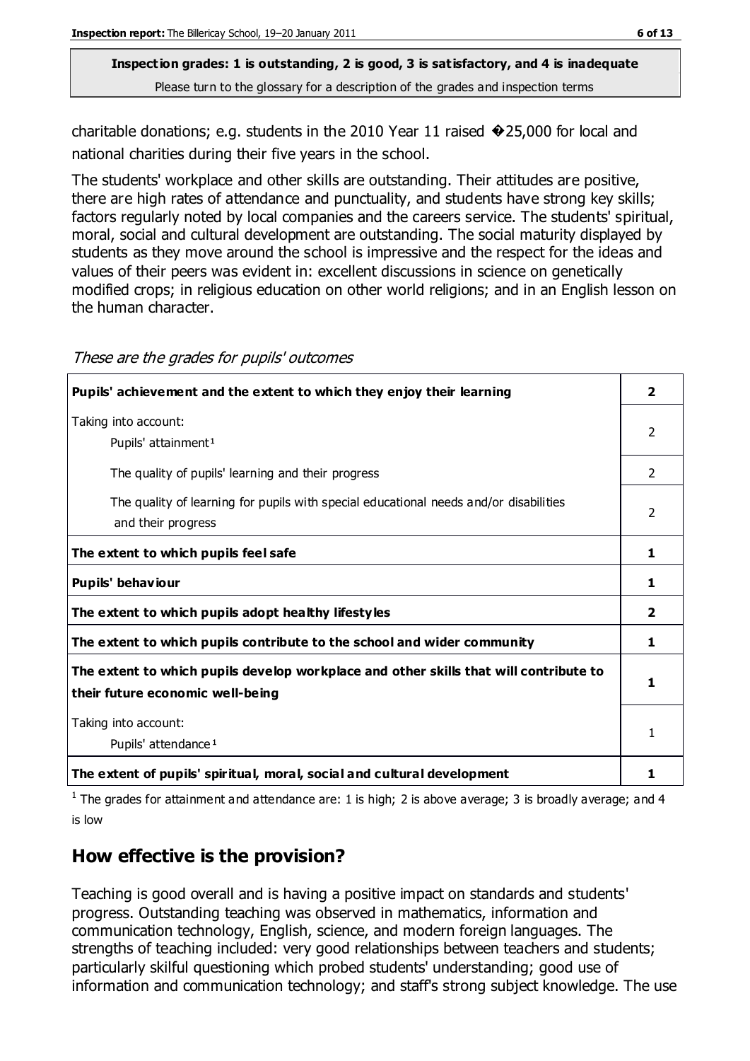**Inspection grades: 1 is outstanding, 2 is good, 3 is satisfactory, and 4 is inadequate**
Please turn to the glossary for a description of the grades and inspection terms

charitable donations; e.g. students in the 2010 Year 11 raised �25,000 for local and national charities during their five years in the school.

The students' workplace and other skills are outstanding. Their attitudes are positive, there are high rates of attendance and punctuality, and students have strong key skills; factors regularly noted by local companies and the careers service. The students' spiritual, moral, social and cultural development are outstanding. The social maturity displayed by students as they move around the school is impressive and the respect for the ideas and values of their peers was evident in: excellent discussions in science on genetically modified crops; in religious education on other world religions; and in an English lesson on the human character.

*These are the grades for pupils' outcomes*

| **Pupils' achievement and the extent to which they enjoy their learning** | **2** |
|---|---|
| Taking into account:<br>Pupils' attainment[1] | 2 |
| The quality of pupils' learning and their progress | 2 |
| The quality of learning for pupils with special educational needs and/or disabilities and their progress | 2 |
| **The extent to which pupils feel safe** | **1** |
| **Pupils' behaviour** | **1** |
| **The extent to which pupils adopt healthy lifestyles** | **2** |
| **The extent to which pupils contribute to the school and wider community** | **1** |
| **The extent to which pupils develop workplace and other skills that will contribute to their future economic well-being** | **1** |
| Taking into account:<br>Pupils' attendance[1] | 1 |
| **The extent of pupils' spiritual, moral, social and cultural development** | **1** |

[1] The grades for attainment and attendance are: 1 is high; 2 is above average; 3 is broadly average; and 4 is low

## How effective is the provision?

Teaching is good overall and is having a positive impact on standards and students' progress. Outstanding teaching was observed in mathematics, information and communication technology, English, science, and modern foreign languages. The strengths of teaching included: very good relationships between teachers and students; particularly skilful questioning which probed students' understanding; good use of information and communication technology; and staff's strong subject knowledge. The use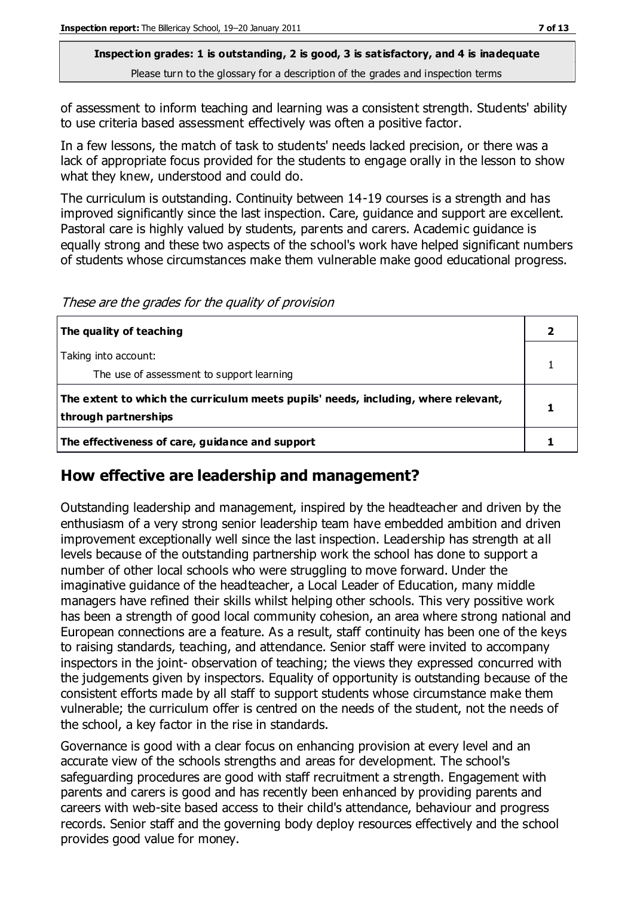of assessment to inform teaching and learning was a consistent strength. Students' ability to use criteria based assessment effectively was often a positive factor.

In a few lessons, the match of task to students' needs lacked precision, or there was a lack of appropriate focus provided for the students to engage orally in the lesson to show what they knew, understood and could do.

The curriculum is outstanding. Continuity between 14-19 courses is a strength and has improved significantly since the last inspection. Care, guidance and support are excellent. Pastoral care is highly valued by students, parents and carers. Academic guidance is equally strong and these two aspects of the school's work have helped significant numbers of students whose circumstances make them vulnerable make good educational progress.

*These are the grades for the quality of provision*

| | |
|---|---|
| **The quality of teaching** | **2** |
| Taking into account: The use of assessment to support learning | 1 |
| **The extent to which the curriculum meets pupils' needs, including, where relevant, through partnerships** | **1** |
| **The effectiveness of care, guidance and support** | **1** |

## How effective are leadership and management?

Outstanding leadership and management, inspired by the headteacher and driven by the enthusiasm of a very strong senior leadership team have embedded ambition and driven improvement exceptionally well since the last inspection. Leadership has strength at all levels because of the outstanding partnership work the school has done to support a number of other local schools who were struggling to move forward. Under the imaginative guidance of the headteacher, a Local Leader of Education, many middle managers have refined their skills whilst helping other schools. This very possitive work has been a strength of good local community cohesion, an area where strong national and European connections are a feature. As a result, staff continuity has been one of the keys to raising standards, teaching, and attendance. Senior staff were invited to accompany inspectors in the joint- observation of teaching; the views they expressed concurred with the judgements given by inspectors. Equality of opportunity is outstanding because of the consistent efforts made by all staff to support students whose circumstance make them vulnerable; the curriculum offer is centred on the needs of the student, not the needs of the school, a key factor in the rise in standards.

Governance is good with a clear focus on enhancing provision at every level and an accurate view of the schools strengths and areas for development. The school's safeguarding procedures are good with staff recruitment a strength. Engagement with parents and carers is good and has recently been enhanced by providing parents and careers with web-site based access to their child's attendance, behaviour and progress records. Senior staff and the governing body deploy resources effectively and the school provides good value for money.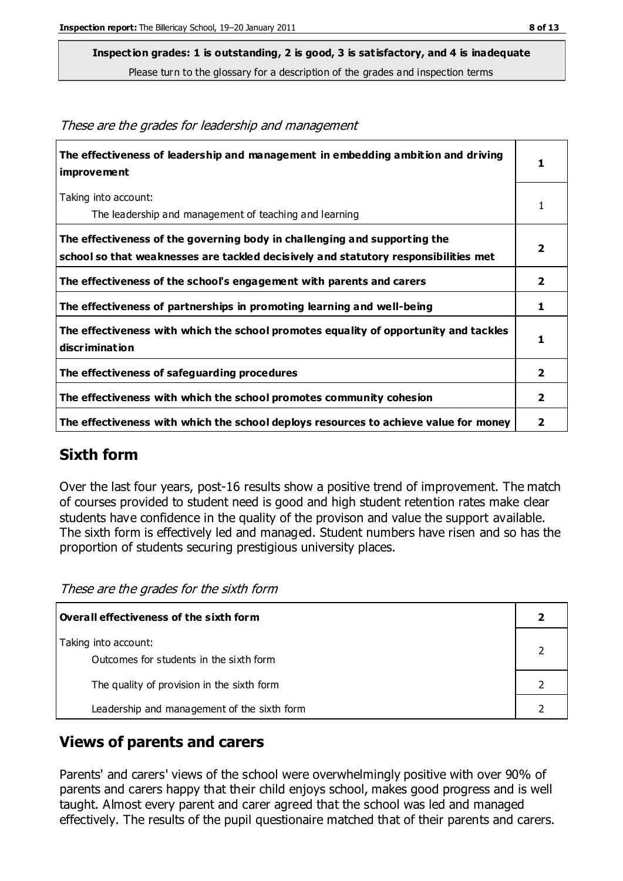**Inspection grades: 1 is outstanding, 2 is good, 3 is satisfactory, and 4 is inadequate**
Please turn to the glossary for a description of the grades and inspection terms

*These are the grades for leadership and management*

| | |
|---|---|
| **The effectiveness of leadership and management in embedding ambition and driving improvement** | **1** |
| Taking into account: The leadership and management of teaching and learning | 1 |
| **The effectiveness of the governing body in challenging and supporting the school so that weaknesses are tackled decisively and statutory responsibilities met** | **2** |
| **The effectiveness of the school's engagement with parents and carers** | **2** |
| **The effectiveness of partnerships in promoting learning and well-being** | **1** |
| **The effectiveness with which the school promotes equality of opportunity and tackles discrimination** | **1** |
| **The effectiveness of safeguarding procedures** | **2** |
| **The effectiveness with which the school promotes community cohesion** | **2** |
| **The effectiveness with which the school deploys resources to achieve value for money** | **2** |

## Sixth form

Over the last four years, post-16 results show a positive trend of improvement. The match of courses provided to student need is good and high student retention rates make clear students have confidence in the quality of the provison and value the support available. The sixth form is effectively led and managed. Student numbers have risen and so has the proportion of students securing prestigious university places.

*These are the grades for the sixth form*

| | |
|---|---|
| **Overall effectiveness of the sixth form** | **2** |
| Taking into account: Outcomes for students in the sixth form | 2 |
| The quality of provision in the sixth form | 2 |
| Leadership and management of the sixth form | 2 |

## Views of parents and carers

Parents' and carers' views of the school were overwhelmingly positive with over 90% of parents and carers happy that their child enjoys school, makes good progress and is well taught. Almost every parent and carer agreed that the school was led and managed effectively. The results of the pupil questionaire matched that of their parents and carers.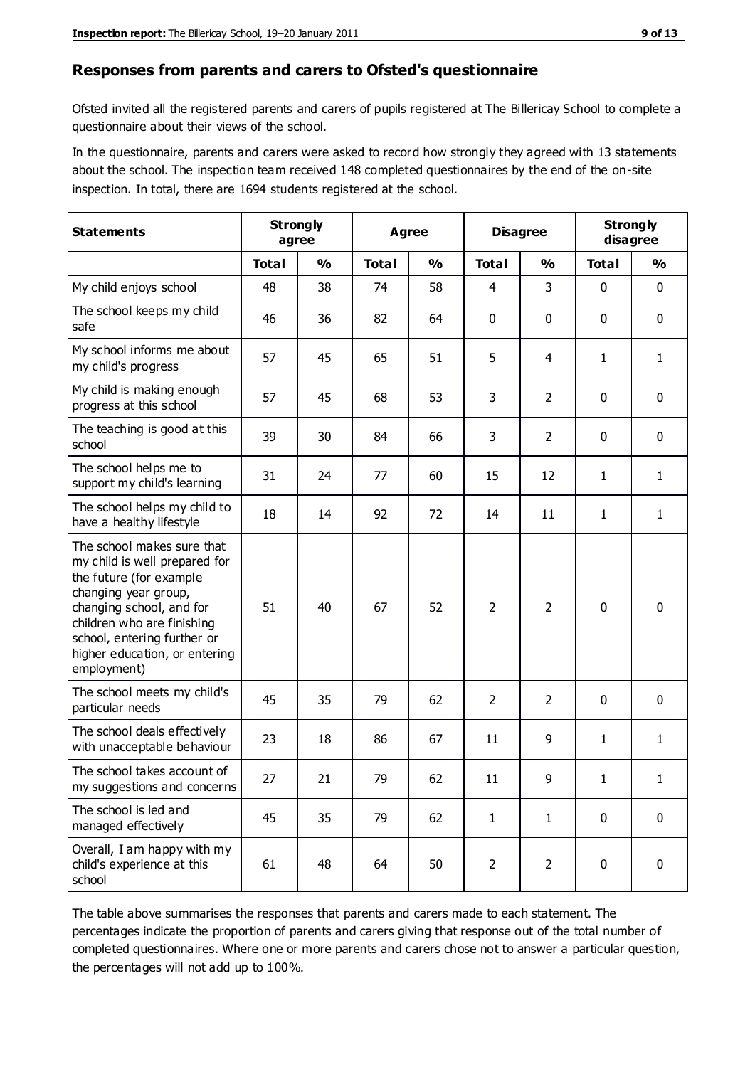## Responses from parents and carers to Ofsted's questionnaire

Ofsted invited all the registered parents and carers of pupils registered at The Billericay School to complete a questionnaire about their views of the school.

In the questionnaire, parents and carers were asked to record how strongly they agreed with 13 statements about the school. The inspection team received 148 completed questionnaires by the end of the on-site inspection. In total, there are 1694 students registered at the school.

| Statements | Strongly agree | | Agree | | Disagree | | Strongly disagree | |
|---|---|---|---|---|---|---|---|---|
| | Total | % | Total | % | Total | % | Total | % |
| My child enjoys school | 48 | 38 | 74 | 58 | 4 | 3 | 0 | 0 |
| The school keeps my child safe | 46 | 36 | 82 | 64 | 0 | 0 | 0 | 0 |
| My school informs me about my child's progress | 57 | 45 | 65 | 51 | 5 | 4 | 1 | 1 |
| My child is making enough progress at this school | 57 | 45 | 68 | 53 | 3 | 2 | 0 | 0 |
| The teaching is good at this school | 39 | 30 | 84 | 66 | 3 | 2 | 0 | 0 |
| The school helps me to support my child's learning | 31 | 24 | 77 | 60 | 15 | 12 | 1 | 1 |
| The school helps my child to have a healthy lifestyle | 18 | 14 | 92 | 72 | 14 | 11 | 1 | 1 |
| The school makes sure that my child is well prepared for the future (for example changing year group, changing school, and for children who are finishing school, entering further or higher education, or entering employment) | 51 | 40 | 67 | 52 | 2 | 2 | 0 | 0 |
| The school meets my child's particular needs | 45 | 35 | 79 | 62 | 2 | 2 | 0 | 0 |
| The school deals effectively with unacceptable behaviour | 23 | 18 | 86 | 67 | 11 | 9 | 1 | 1 |
| The school takes account of my suggestions and concerns | 27 | 21 | 79 | 62 | 11 | 9 | 1 | 1 |
| The school is led and managed effectively | 45 | 35 | 79 | 62 | 1 | 1 | 0 | 0 |
| Overall, I am happy with my child's experience at this school | 61 | 48 | 64 | 50 | 2 | 2 | 0 | 0 |

The table above summarises the responses that parents and carers made to each statement. The percentages indicate the proportion of parents and carers giving that response out of the total number of completed questionnaires. Where one or more parents and carers chose not to answer a particular question, the percentages will not add up to 100%.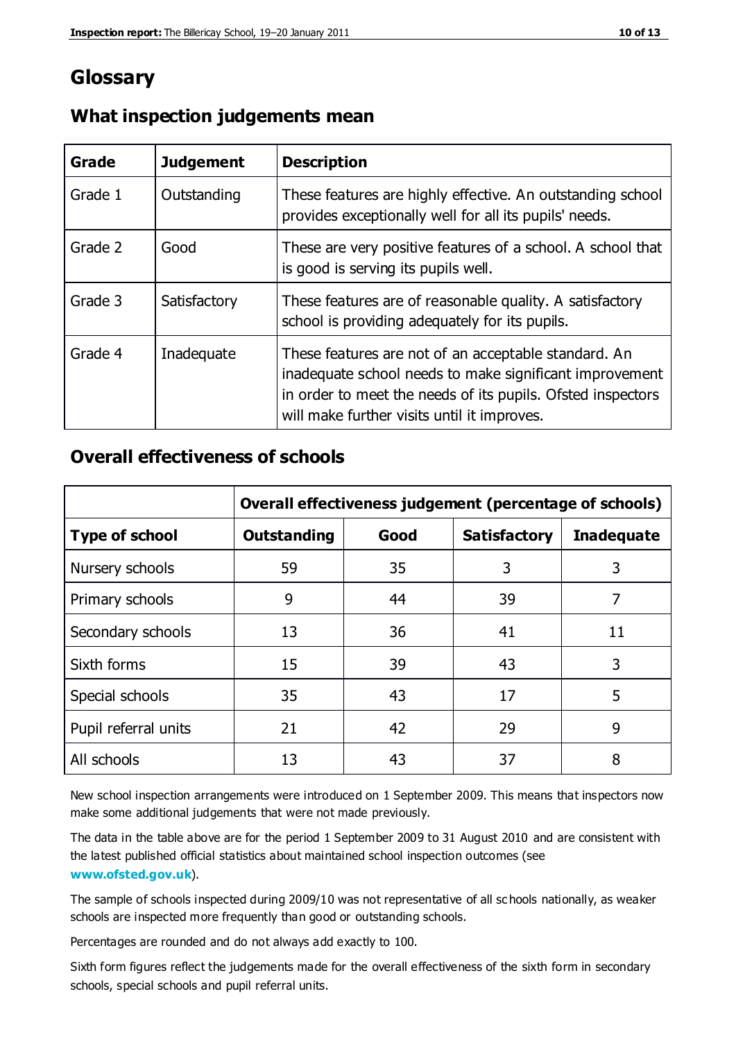# Glossary

## What inspection judgements mean

| Grade | Judgement | Description |
| --- | --- | --- |
| Grade 1 | Outstanding | These features are highly effective. An outstanding school provides exceptionally well for all its pupils' needs. |
| Grade 2 | Good | These are very positive features of a school. A school that is good is serving its pupils well. |
| Grade 3 | Satisfactory | These features are of reasonable quality. A satisfactory school is providing adequately for its pupils. |
| Grade 4 | Inadequate | These features are not of an acceptable standard. An inadequate school needs to make significant improvement in order to meet the needs of its pupils. Ofsted inspectors will make further visits until it improves. |

## Overall effectiveness of schools

| | Overall effectiveness judgement (percentage of schools) | | | |
| --- | --- | --- | --- | --- |
| **Type of school** | **Outstanding** | **Good** | **Satisfactory** | **Inadequate** |
| Nursery schools | 59 | 35 | 3 | 3 |
| Primary schools | 9 | 44 | 39 | 7 |
| Secondary schools | 13 | 36 | 41 | 11 |
| Sixth forms | 15 | 39 | 43 | 3 |
| Special schools | 35 | 43 | 17 | 5 |
| Pupil referral units | 21 | 42 | 29 | 9 |
| All schools | 13 | 43 | 37 | 8 |

New school inspection arrangements were introduced on 1 September 2009. This means that inspectors now make some additional judgements that were not made previously.

The data in the table above are for the period 1 September 2009 to 31 August 2010 and are consistent with the latest published official statistics about maintained school inspection outcomes (see **www.ofsted.gov.uk**).

The sample of schools inspected during 2009/10 was not representative of all schools nationally, as weaker schools are inspected more frequently than good or outstanding schools.

Percentages are rounded and do not always add exactly to 100.

Sixth form figures reflect the judgements made for the overall effectiveness of the sixth form in secondary schools, special schools and pupil referral units.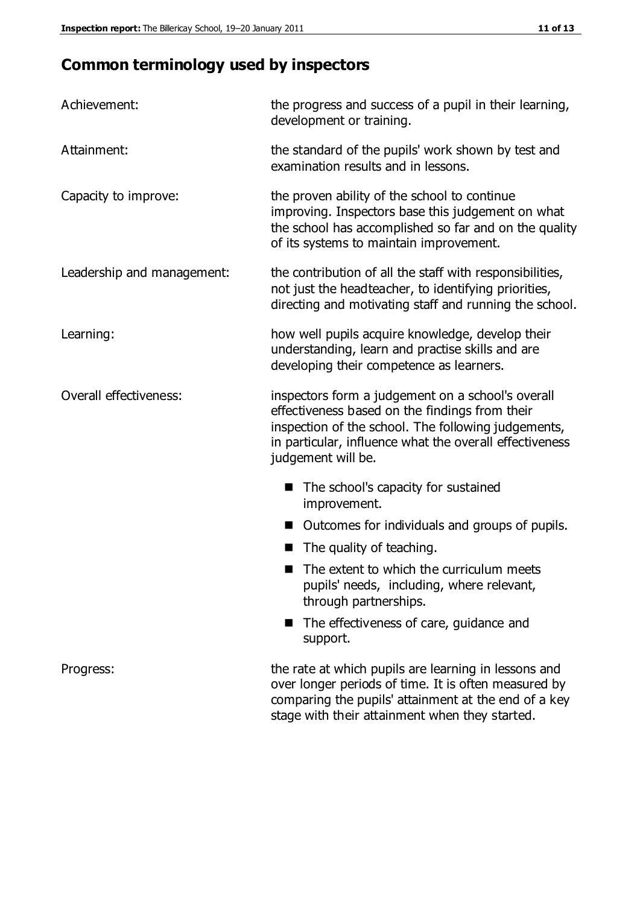## Common terminology used by inspectors

| | |
|---|---|
| Achievement: | the progress and success of a pupil in their learning, development or training. |
| Attainment: | the standard of the pupils' work shown by test and examination results and in lessons. |
| Capacity to improve: | the proven ability of the school to continue improving. Inspectors base this judgement on what the school has accomplished so far and on the quality of its systems to maintain improvement. |
| Leadership and management: | the contribution of all the staff with responsibilities, not just the headteacher, to identifying priorities, directing and motivating staff and running the school. |
| Learning: | how well pupils acquire knowledge, develop their understanding, learn and practise skills and are developing their competence as learners. |
| Overall effectiveness: | inspectors form a judgement on a school's overall effectiveness based on the findings from their inspection of the school. The following judgements, in particular, influence what the overall effectiveness judgement will be. |

- The school's capacity for sustained improvement.
- Outcomes for individuals and groups of pupils.
- The quality of teaching.
- The extent to which the curriculum meets pupils' needs, including, where relevant, through partnerships.
- The effectiveness of care, guidance and support.

| | |
|---|---|
| Progress: | the rate at which pupils are learning in lessons and over longer periods of time. It is often measured by comparing the pupils' attainment at the end of a key stage with their attainment when they started. |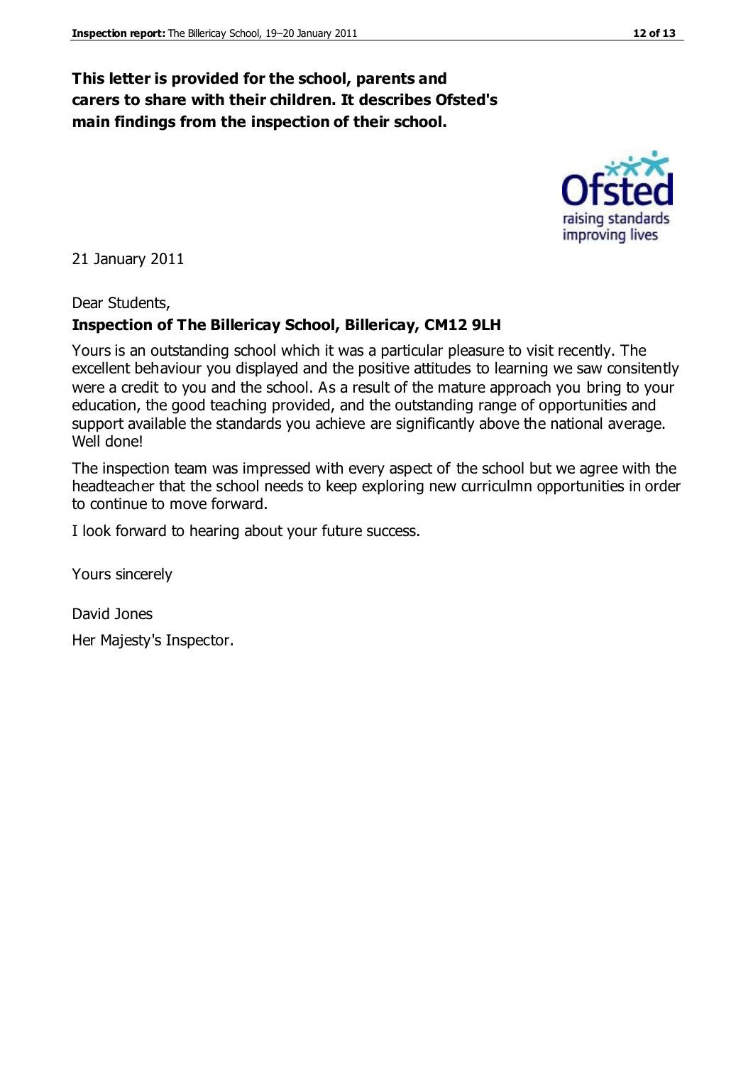**This letter is provided for the school, parents and carers to share with their children. It describes Ofsted's main findings from the inspection of their school.**

21 January 2011

Dear Students,

**Inspection of The Billericay School, Billericay, CM12 9LH**

Yours is an outstanding school which it was a particular pleasure to visit recently. The excellent behaviour you displayed and the positive attitudes to learning we saw consitently were a credit to you and the school. As a result of the mature approach you bring to your education, the good teaching provided, and the outstanding range of opportunities and support available the standards you achieve are significantly above the national average. Well done!

The inspection team was impressed with every aspect of the school but we agree with the headteacher that the school needs to keep exploring new curriculmn opportunities in order to continue to move forward.

I look forward to hearing about your future success.

Yours sincerely

David Jones

Her Majesty's Inspector.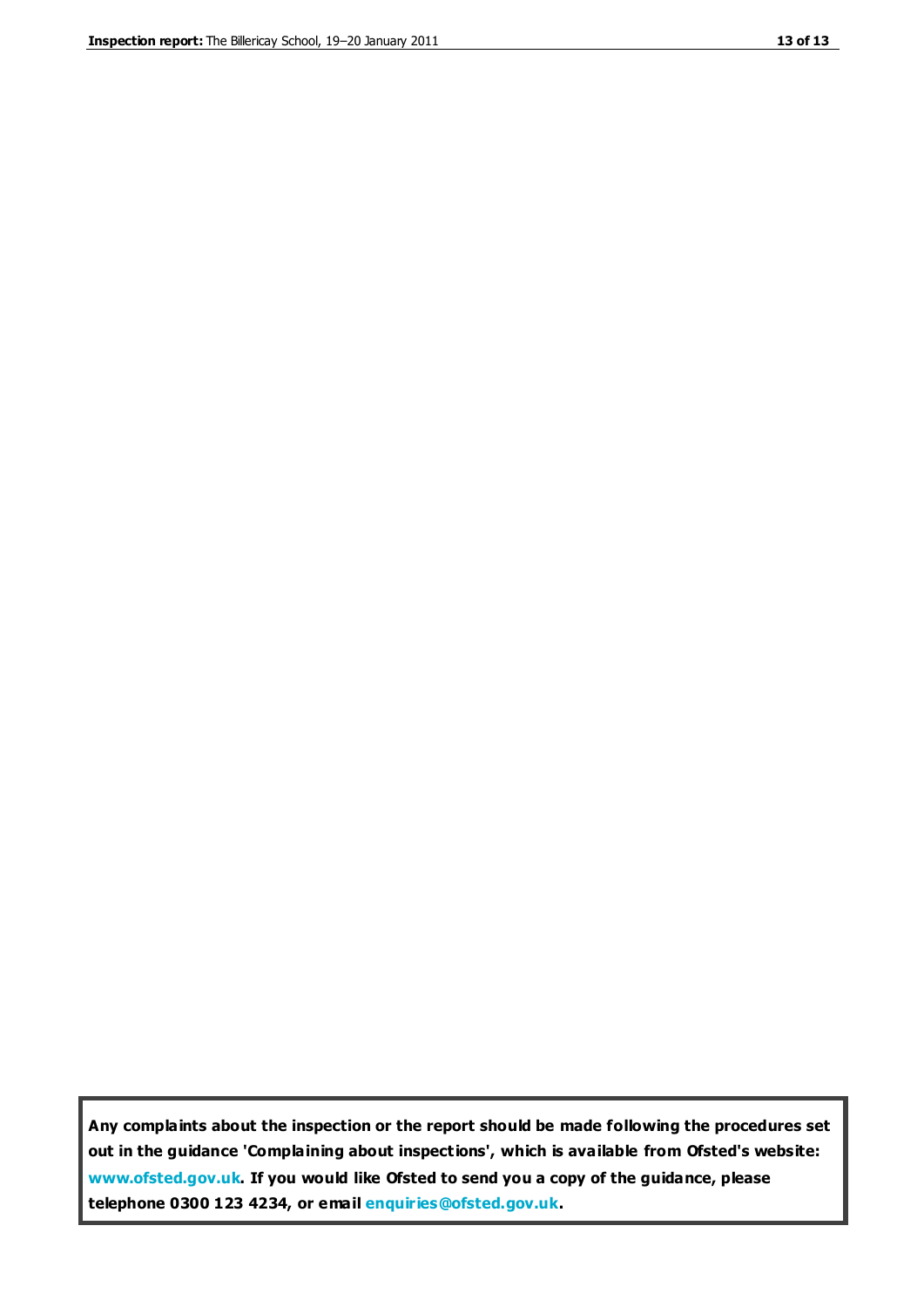**Any complaints about the inspection or the report should be made following the procedures set out in the guidance 'Complaining about inspections', which is available from Ofsted's website: www.ofsted.gov.uk. If you would like Ofsted to send you a copy of the guidance, please telephone 0300 123 4234, or email enquiries@ofsted.gov.uk.**